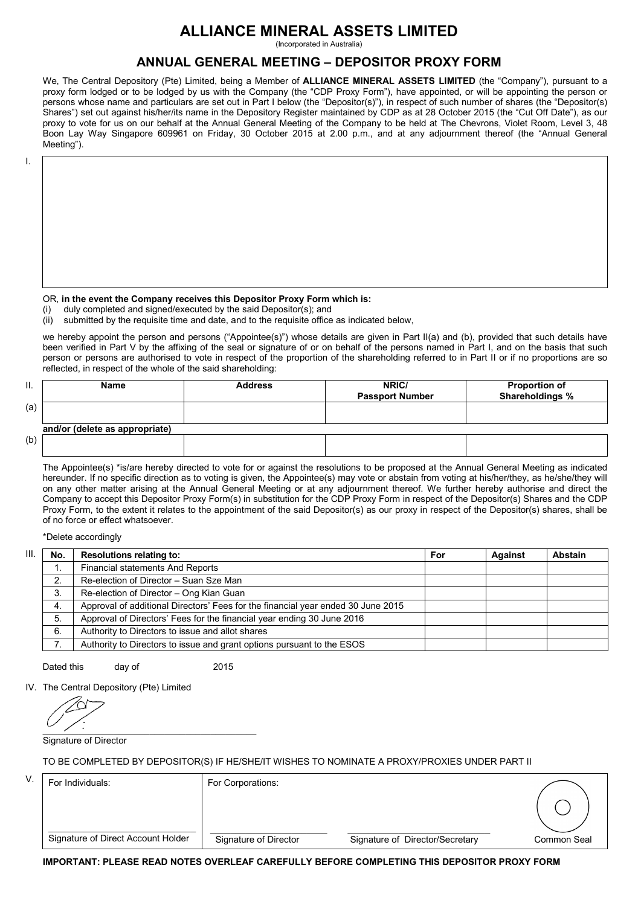# ALLIANCE MINERAL ASSETS LIMITED

(Incorporated in Australia)

## ANNUAL GENERAL MEETING – DEPOSITOR PROXY FORM

We, The Central Depository (Pte) Limited, being a Member of **ALLIANCE MINERAL ASSETS LIMITED** (the "Company"), pursuant to a proxy form lodged or to be lodged by us with the Company (the "CDP Proxy Form"), have appointed, or will be appointing the person or persons whose name and particulars are set out in Part I below (the "Depositor(s)"), in respect of such number of shares (the "Depositor(s) Shares") set out against his/her/its name in the Depository Register maintained by CDP as at 28 October 2015 (the "Cut Off Date"), as our proxy to vote for us on our behalf at the Annual General Meeting of the Company to be held at The Chevrons, Violet Room, Level 3, 48 Boon Lay Way Singapore 609961 on Friday, 30 October 2015 at 2.00 p.m., and at any adjournment thereof (the "Annual General Meeting").

I.

OR, **in the event the Company receives this Depositor Proxy Form which is:**

(i) duly completed and signed/executed by the said Depositor(s); and
(ii) submitted by the requisite time and date, and to the requisite office as indicated below,

we hereby appoint the person and persons ("Appointee(s)") whose details are given in Part II(a) and (b), provided that such details have been verified in Part V by the affixing of the seal or signature of or on behalf of the persons named in Part I, and on the basis that such person or persons are authorised to vote in respect of the proportion of the shareholding referred to in Part II or if no proportions are so reflected, in respect of the whole of the said shareholding:

II.

| | Name | Address | NRIC/ Passport Number | Proportion of Shareholdings % |
|---|---|---|---|---|
| (a) | | | | |
| | **and/or (delete as appropriate)** | | | |
| (b) | | | | |

The Appointee(s) *is/are hereby directed to vote for or against the resolutions to be proposed at the Annual General Meeting as indicated hereunder. If no specific direction as to voting is given, the Appointee(s) may vote or abstain from voting at his/her/they, as he/she/they will on any other matter arising at the Annual General Meeting or at any adjournment thereof. We further hereby authorise and direct the Company to accept this Depositor Proxy Form(s) in substitution for the CDP Proxy Form in respect of the Depositor(s) Shares and the CDP Proxy Form, to the extent it relates to the appointment of the said Depositor(s) as our proxy in respect of the Depositor(s) shares, shall be of no force or effect whatsoever.

*Delete accordingly

III.

| No. | Resolutions relating to: | For | Against | Abstain |
|---|---|---|---|---|
| 1. | Financial statements And Reports | | | |
| 2. | Re-election of Director – Suan Sze Man | | | |
| 3. | Re-election of Director – Ong Kian Guan | | | |
| 4. | Approval of additional Directors' Fees for the financial year ended 30 June 2015 | | | |
| 5. | Approval of Directors' Fees for the financial year ending 30 June 2016 | | | |
| 6. | Authority to Directors to issue and allot shares | | | |
| 7. | Authority to Directors to issue and grant options pursuant to the ESOS | | | |

Dated this day of 2015

IV. The Central Depository (Pte) Limited

Signature of Director

TO BE COMPLETED BY DEPOSITOR(S) IF HE/SHE/IT WISHES TO NOMINATE A PROXY/PROXIES UNDER PART II

V.

| For Individuals: | For Corporations: | | |
|---|---|---|---|
| Signature of Direct Account Holder | Signature of Director | Signature of Director/Secretary | Common Seal |

**IMPORTANT: PLEASE READ NOTES OVERLEAF CAREFULLY BEFORE COMPLETING THIS DEPOSITOR PROXY FORM**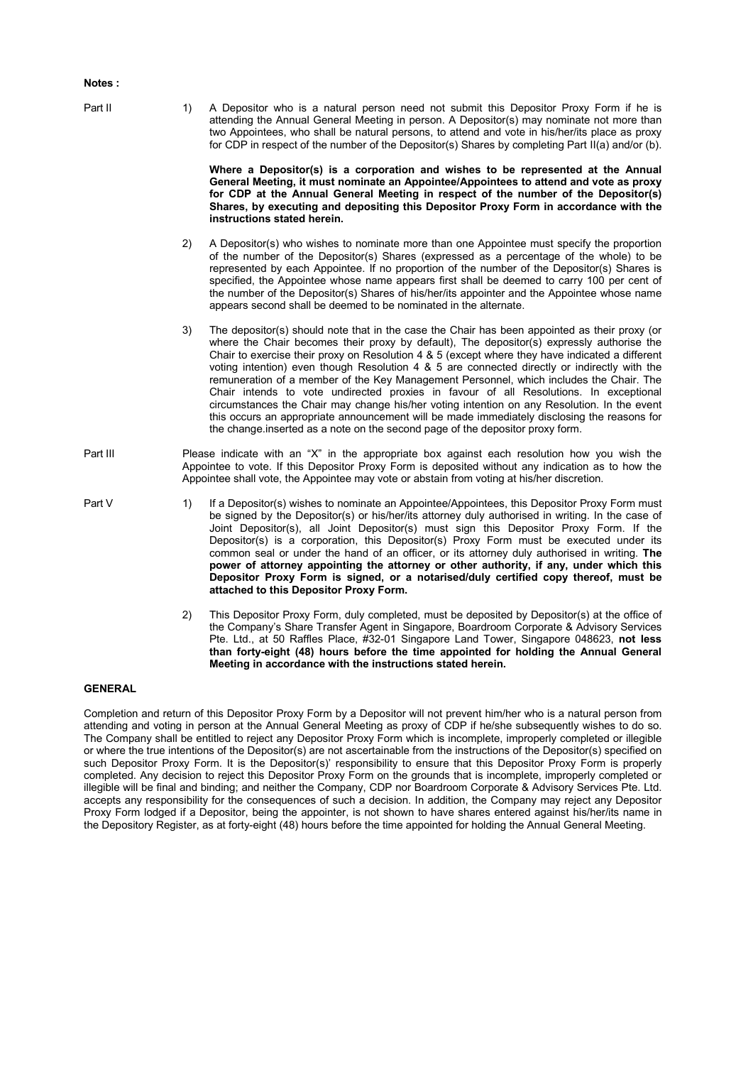**Notes :**

Part II

1) A Depositor who is a natural person need not submit this Depositor Proxy Form if he is attending the Annual General Meeting in person. A Depositor(s) may nominate not more than two Appointees, who shall be natural persons, to attend and vote in his/her/its place as proxy for CDP in respect of the number of the Depositor(s) Shares by completing Part II(a) and/or (b).

   **Where a Depositor(s) is a corporation and wishes to be represented at the Annual General Meeting, it must nominate an Appointee/Appointees to attend and vote as proxy for CDP at the Annual General Meeting in respect of the number of the Depositor(s) Shares, by executing and depositing this Depositor Proxy Form in accordance with the instructions stated herein.**

2) A Depositor(s) who wishes to nominate more than one Appointee must specify the proportion of the number of the Depositor(s) Shares (expressed as a percentage of the whole) to be represented by each Appointee. If no proportion of the number of the Depositor(s) Shares is specified, the Appointee whose name appears first shall be deemed to carry 100 per cent of the number of the Depositor(s) Shares of his/her/its appointer and the Appointee whose name appears second shall be deemed to be nominated in the alternate.

3) The depositor(s) should note that in the case the Chair has been appointed as their proxy (or where the Chair becomes their proxy by default), The depositor(s) expressly authorise the Chair to exercise their proxy on Resolution 4 & 5 (except where they have indicated a different voting intention) even though Resolution 4 & 5 are connected directly or indirectly with the remuneration of a member of the Key Management Personnel, which includes the Chair. The Chair intends to vote undirected proxies in favour of all Resolutions. In exceptional circumstances the Chair may change his/her voting intention on any Resolution. In the event this occurs an appropriate announcement will be made immediately disclosing the reasons for the change.inserted as a note on the second page of the depositor proxy form.

Part III

Please indicate with an "X" in the appropriate box against each resolution how you wish the Appointee to vote. If this Depositor Proxy Form is deposited without any indication as to how the Appointee shall vote, the Appointee may vote or abstain from voting at his/her discretion.

Part V

1) If a Depositor(s) wishes to nominate an Appointee/Appointees, this Depositor Proxy Form must be signed by the Depositor(s) or his/her/its attorney duly authorised in writing. In the case of Joint Depositor(s), all Joint Depositor(s) must sign this Depositor Proxy Form. If the Depositor(s) is a corporation, this Depositor(s) Proxy Form must be executed under its common seal or under the hand of an officer, or its attorney duly authorised in writing. **The power of attorney appointing the attorney or other authority, if any, under which this Depositor Proxy Form is signed, or a notarised/duly certified copy thereof, must be attached to this Depositor Proxy Form.**

2) This Depositor Proxy Form, duly completed, must be deposited by Depositor(s) at the office of the Company's Share Transfer Agent in Singapore, Boardroom Corporate & Advisory Services Pte. Ltd., at 50 Raffles Place, #32-01 Singapore Land Tower, Singapore 048623, **not less than forty-eight (48) hours before the time appointed for holding the Annual General Meeting in accordance with the instructions stated herein.**

**GENERAL**

Completion and return of this Depositor Proxy Form by a Depositor will not prevent him/her who is a natural person from attending and voting in person at the Annual General Meeting as proxy of CDP if he/she subsequently wishes to do so. The Company shall be entitled to reject any Depositor Proxy Form which is incomplete, improperly completed or illegible or where the true intentions of the Depositor(s) are not ascertainable from the instructions of the Depositor(s) specified on such Depositor Proxy Form. It is the Depositor(s)' responsibility to ensure that this Depositor Proxy Form is properly completed. Any decision to reject this Depositor Proxy Form on the grounds that is incomplete, improperly completed or illegible will be final and binding; and neither the Company, CDP nor Boardroom Corporate & Advisory Services Pte. Ltd. accepts any responsibility for the consequences of such a decision. In addition, the Company may reject any Depositor Proxy Form lodged if a Depositor, being the appointer, is not shown to have shares entered against his/her/its name in the Depository Register, as at forty-eight (48) hours before the time appointed for holding the Annual General Meeting.